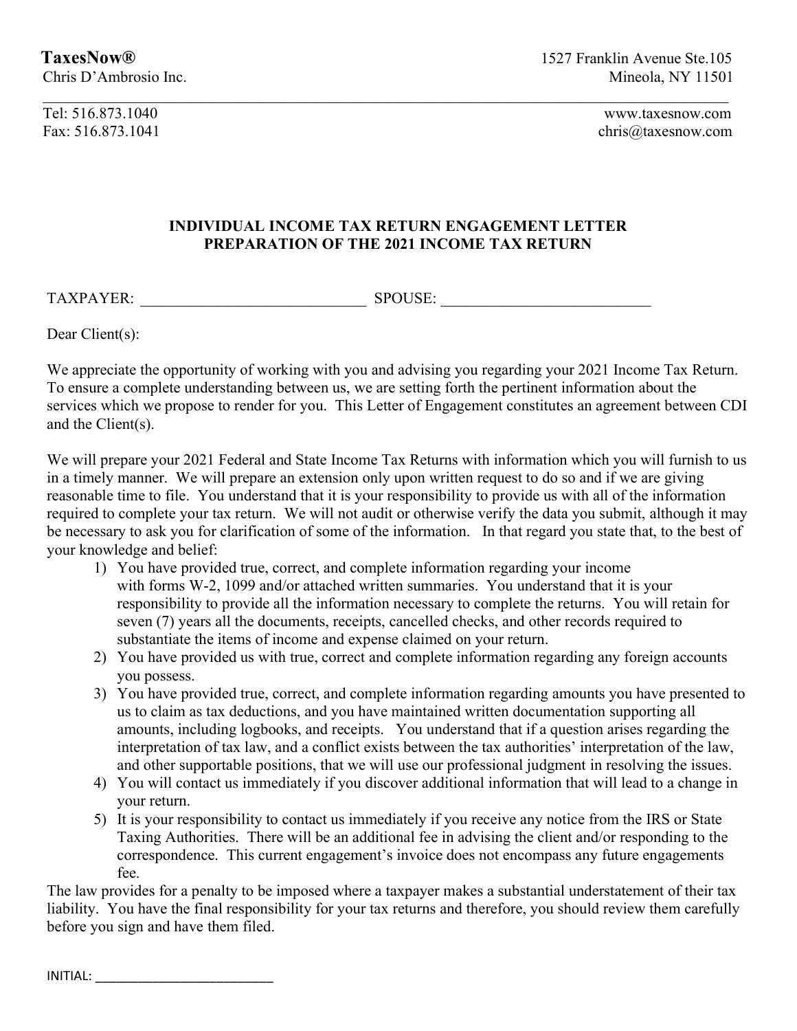**TaxesNow®**
Chris D'Ambrosio Inc.

1527 Franklin Avenue Ste.105
Mineola, NY 11501

---

Tel: 516.873.1040
Fax: 516.873.1041

www.taxesnow.com
chris@taxesnow.com

## INDIVIDUAL INCOME TAX RETURN ENGAGEMENT LETTER
## PREPARATION OF THE 2021 INCOME TAX RETURN

TAXPAYER: ____________________________ SPOUSE: __________________________

Dear Client(s):

We appreciate the opportunity of working with you and advising you regarding your 2021 Income Tax Return. To ensure a complete understanding between us, we are setting forth the pertinent information about the services which we propose to render for you. This Letter of Engagement constitutes an agreement between CDI and the Client(s).

We will prepare your 2021 Federal and State Income Tax Returns with information which you will furnish to us in a timely manner. We will prepare an extension only upon written request to do so and if we are giving reasonable time to file. You understand that it is your responsibility to provide us with all of the information required to complete your tax return. We will not audit or otherwise verify the data you submit, although it may be necessary to ask you for clarification of some of the information. In that regard you state that, to the best of your knowledge and belief:

1) You have provided true, correct, and complete information regarding your income with forms W-2, 1099 and/or attached written summaries. You understand that it is your responsibility to provide all the information necessary to complete the returns. You will retain for seven (7) years all the documents, receipts, cancelled checks, and other records required to substantiate the items of income and expense claimed on your return.
2) You have provided us with true, correct and complete information regarding any foreign accounts you possess.
3) You have provided true, correct, and complete information regarding amounts you have presented to us to claim as tax deductions, and you have maintained written documentation supporting all amounts, including logbooks, and receipts. You understand that if a question arises regarding the interpretation of tax law, and a conflict exists between the tax authorities' interpretation of the law, and other supportable positions, that we will use our professional judgment in resolving the issues.
4) You will contact us immediately if you discover additional information that will lead to a change in your return.
5) It is your responsibility to contact us immediately if you receive any notice from the IRS or State Taxing Authorities. There will be an additional fee in advising the client and/or responding to the correspondence. This current engagement's invoice does not encompass any future engagements fee.

The law provides for a penalty to be imposed where a taxpayer makes a substantial understatement of their tax liability. You have the final responsibility for your tax returns and therefore, you should review them carefully before you sign and have them filed.

INITIAL: ___________________________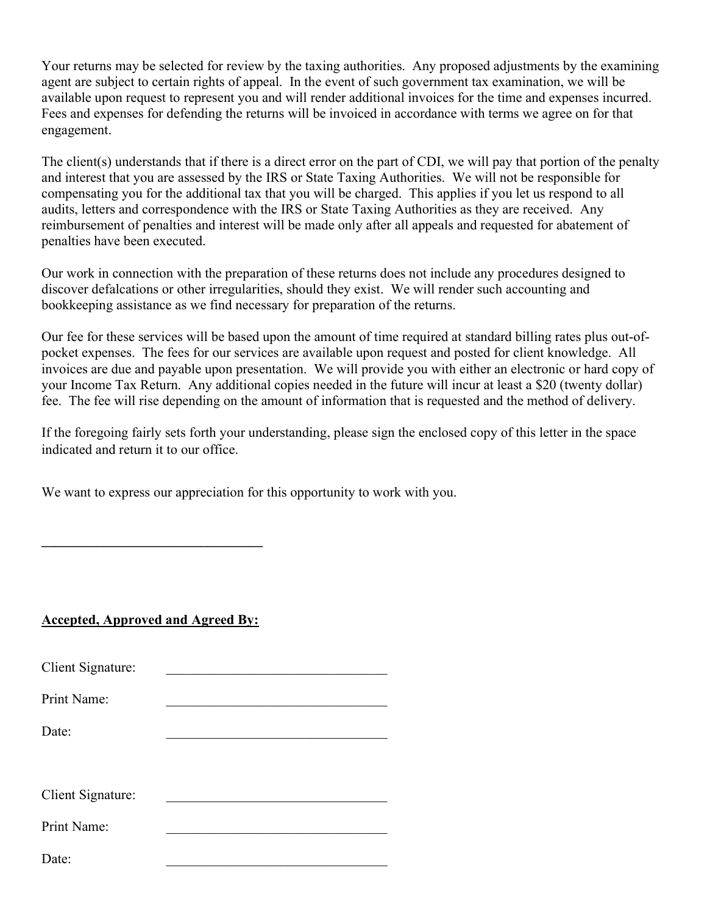Your returns may be selected for review by the taxing authorities. Any proposed adjustments by the examining agent are subject to certain rights of appeal. In the event of such government tax examination, we will be available upon request to represent you and will render additional invoices for the time and expenses incurred. Fees and expenses for defending the returns will be invoiced in accordance with terms we agree on for that engagement.

The client(s) understands that if there is a direct error on the part of CDI, we will pay that portion of the penalty and interest that you are assessed by the IRS or State Taxing Authorities. We will not be responsible for compensating you for the additional tax that you will be charged. This applies if you let us respond to all audits, letters and correspondence with the IRS or State Taxing Authorities as they are received. Any reimbursement of penalties and interest will be made only after all appeals and requested for abatement of penalties have been executed.

Our work in connection with the preparation of these returns does not include any procedures designed to discover defalcations or other irregularities, should they exist. We will render such accounting and bookkeeping assistance as we find necessary for preparation of the returns.

Our fee for these services will be based upon the amount of time required at standard billing rates plus out-of-pocket expenses. The fees for our services are available upon request and posted for client knowledge. All invoices are due and payable upon presentation. We will provide you with either an electronic or hard copy of your Income Tax Return. Any additional copies needed in the future will incur at least a $20 (twenty dollar) fee. The fee will rise depending on the amount of information that is requested and the method of delivery.

If the foregoing fairly sets forth your understanding, please sign the enclosed copy of this letter in the space indicated and return it to our office.

We want to express our appreciation for this opportunity to work with you.

________________________________

**Accepted, Approved and Agreed By:**

Client Signature: ________________________________

Print Name: ________________________________

Date: ________________________________

Client Signature: ________________________________

Print Name: ________________________________

Date: ________________________________